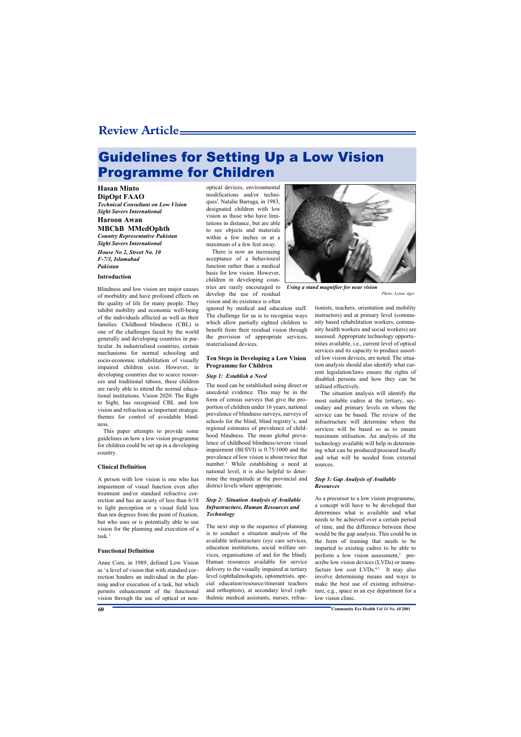Review Article

# Guidelines for Setting Up a Low Vision Programme for Children

**Hasan Minto**
**DipOpt FAAO**
***Technical Consultant on Low Vision***
***Sight Savers International***

**Haroon Awan**
**MBChB MMedOphth**
***Country Representative Pakistan***
***Sight Savers International***

***House No 2, Street No. 10***
***F-7/3, Islamabad***
***Pakistan***

## Introduction

Blindness and low vision are major causes of morbidity and have profound effects on the quality of life for many people. They inhibit mobility and economic well-being of the individuals affected as well as their families. Childhood blindness (CBL) is one of the challenges faced by the world generally and developing countries in particular. In industrialised countries, certain mechanisms for normal schooling and socio-economic rehabilitation of visually impaired children exist. However, in developing countries due to scarce resources and traditional taboos, these children are rarely able to attend the normal educational institutions. Vision 2020: The Right to Sight, has recognised CBL and low vision and refraction as important strategic themes for control of avoidable blindness.

This paper attempts to provide some guidelines on how a low vision programme for children could be set up in a developing country.

## Clinical Definition

A person with low vision is one who has impairment of visual function even after treatment and/or standard refractive correction and has an acuity of less than 6/18 to light perception or a visual field less than ten degrees from the point of fixation, but who uses or is potentially able to use vision for the planning and execution of a task.[1]

## Functional Definition

Anne Corn, in 1989, defined Low Vision as 'a level of vision that with standard correction hinders an individual in the planning and/or execution of a task, but which permits enhancement of the functional vision through the use of optical or non-optical devices, environmental modifications and/or techniques'. Natalie Barraga, in 1983, designated children with low vision as those who have limitations in distance, but are able to see objects and materials within a few inches or at a maximum of a few feet away.

There is now an increasing acceptance of a behavioural function rather than a medical basis for low vision. However, children in developing countries are rarely encouraged to develop the use of residual vision and its existence is often ignored by medical and education staff. The challenge for us is to recognise ways which allow partially sighted children to benefit from their residual vision through the provision of appropriate services, materialsand devices.

*Using a stand magnifier for near vision*

*Photo: Lynne Ager*

## Ten Steps in Developing a Low Vision Programme for Children

### *Step 1: Establish a Need*

The need can be established using direct or anecdotal evidence. This may be in the form of census surveys that give the proportion of children under 16 years, national prevalence of blindness surveys, surveys of schools for the blind, blind registry's, and regional estimates of prevalence of childhood blindness. The mean global prevalence of childhood blindness/severe visual impairment (BI/SVI) is 0.75/1000 and the prevalence of low vision is about twice that number.[2] While establishing a need at national level, it is also helpful to determine the magnitude at the provincial and district levels where appropriate.

### *Step 2: Situation Analysis of Available Infrastructure, Human Resources and Technology*

The next step in the sequence of planning is to conduct a situation analysis of the available infrastructure (eye care services, education institutions, social welfare services, organisations of and for the blind). Human resources available for service delivery to the visually impaired at tertiary level (ophthalmologists, optometrists, special education/resource/itinerant teachers and orthoptists), at secondary level (ophthalmic medical assistants, nurses, refractionists, teachers, orientation and mobility instructors) and at primary level (community based rehabilitation workers, community health workers and social workers) are assessed. Appropriate technology opportunities available, i.e., current level of optical services and its capacity to produce assorted low vision devices, are noted. The situation analysis should also identify what current legislation/laws ensure the rights of disabled persons and how they can be utilised effectively.

The situation analysis will identify the most suitable cadres at the tertiary, secondary and primary levels on whom the service can be based. The review of the infrastructure will determine where the services will be based so as to ensure maximum utilisation. An analysis of the technology available will help in determining what can be produced/procured locally and what will be needed from external sources.

### *Step 3: Gap Analysis of Available Resources*

As a precursor to a low vision programme, a concept will have to be developed that determines what is available and what needs to be achieved over a certain period of time, and the difference between these would be the gap analysis. This could be in the form of training that needs to be imparted to existing cadres to be able to perform a low vision assessment,[3] prescribe low vision devices (LVDs) or manufacture low cost LVDs.[4,5] It may also involve determining means and ways to make the best use of existing infrastructure, e.g., space in an eye department for a low vision clinic.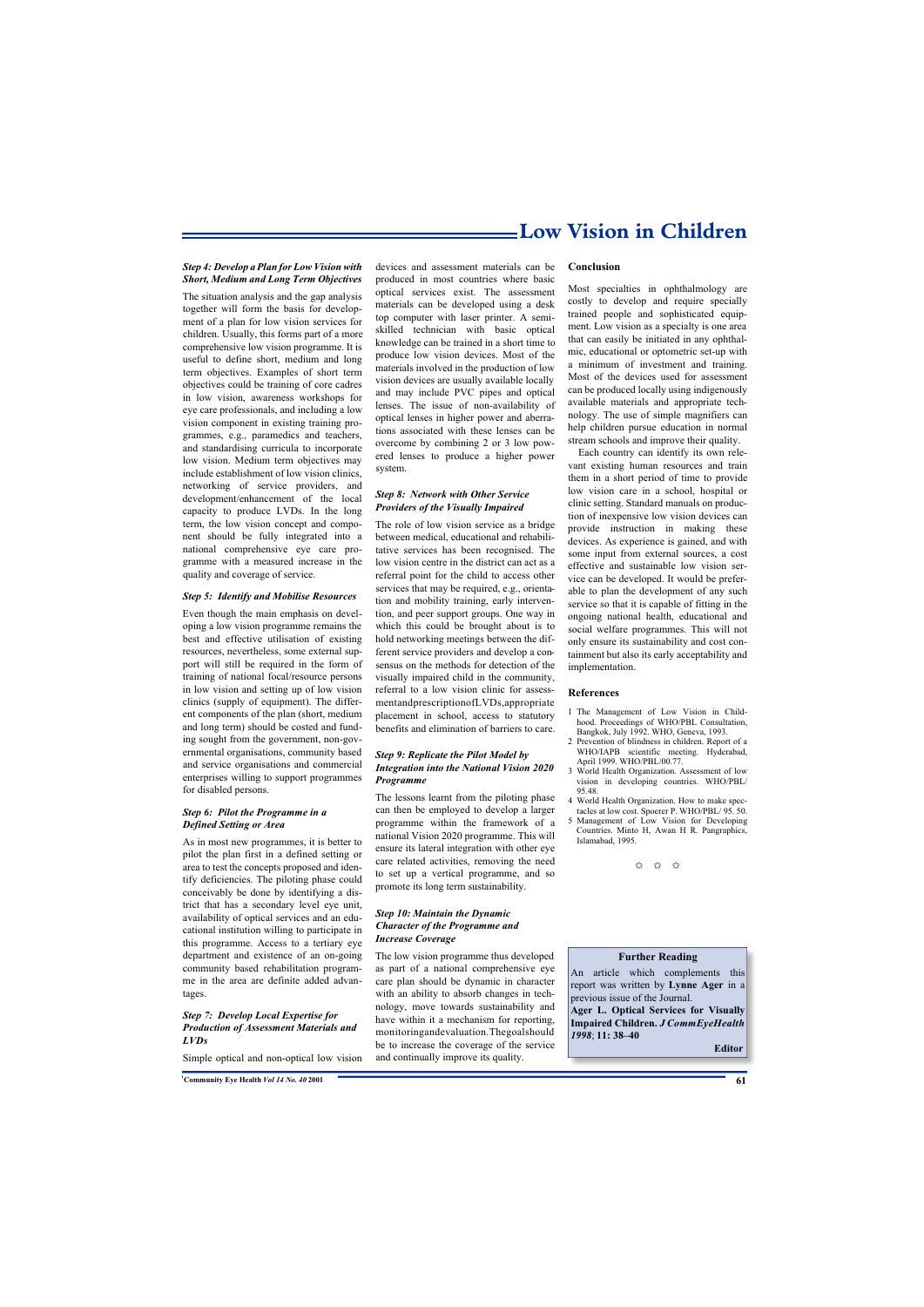### Step 4: Develop a Plan for Low Vision with Short, Medium and Long Term Objectives

The situation analysis and the gap analysis together will form the basis for development of a plan for low vision services for children. Usually, this forms part of a more comprehensive low vision programme. It is useful to define short, medium and long term objectives. Examples of short term objectives could be training of core cadres in low vision, awareness workshops for eye care professionals, and including a low vision component in existing training programmes, e.g., paramedics and teachers, and standardising curricula to incorporate low vision. Medium term objectives may include establishment of low vision clinics, networking of service providers, and development/enhancement of the local capacity to produce LVDs. In the long term, the low vision concept and component should be fully integrated into a national comprehensive eye care programme with a measured increase in the quality and coverage of service.

### Step 5: Identify and Mobilise Resources

Even though the main emphasis on developing a low vision programme remains the best and effective utilisation of existing resources, nevertheless, some external support will still be required in the form of training of national focal/resource persons in low vision and setting up of low vision clinics (supply of equipment). The different components of the plan (short, medium and long term) should be costed and funding sought from the government, non-governmental organisations, community based and service organisations and commercial enterprises willing to support programmes for disabled persons.

### Step 6: Pilot the Programme in a Defined Setting or Area

As in most new programmes, it is better to pilot the plan first in a defined setting or area to test the concepts proposed and identify deficiencies. The piloting phase could conceivably be done by identifying a district that has a secondary level eye unit, availability of optical services and an educational institution willing to participate in this programme. Access to a tertiary eye department and existence of an on-going community based rehabilitation programme in the area are definite added advantages.

### Step 7: Develop Local Expertise for Production of Assessment Materials and LVDs

Simple optical and non-optical low vision devices and assessment materials can be produced in most countries where basic optical services exist. The assessment materials can be developed using a desk top computer with laser printer. A semi-skilled technician with basic optical knowledge can be trained in a short time to produce low vision devices. Most of the materials involved in the production of low vision devices are usually available locally and may include PVC pipes and optical lenses. The issue of non-availability of optical lenses in higher power and aberrations associated with these lenses can be overcome by combining 2 or 3 low powered lenses to produce a higher power system.

### Step 8: Network with Other Service Providers of the Visually Impaired

The role of low vision service as a bridge between medical, educational and rehabilitative services has been recognised. The low vision centre in the district can act as a referral point for the child to access other services that may be required, e.g., orientation and mobility training, early intervention, and peer support groups. One way in which this could be brought about is to hold networking meetings between the different service providers and develop a consensus on the methods for detection of the visually impaired child in the community, referral to a low vision clinic for assessment and prescription of LVDs, appropriate placement in school, access to statutory benefits and elimination of barriers to care.

### Step 9: Replicate the Pilot Model by Integration into the National Vision 2020 Programme

The lessons learnt from the piloting phase can then be employed to develop a larger programme within the framework of a national Vision 2020 programme. This will ensure its lateral integration with other eye care related activities, removing the need to set up a vertical programme, and so promote its long term sustainability.

### Step 10: Maintain the Dynamic Character of the Programme and Increase Coverage

The low vision programme thus developed as part of a national comprehensive eye care plan should be dynamic in character with an ability to absorb changes in technology, move towards sustainability and have within it a mechanism for reporting, monitoring and evaluation. The goal should be to increase the coverage of the service and continually improve its quality.

## Conclusion

Most specialties in ophthalmology are costly to develop and require specially trained people and sophisticated equipment. Low vision as a specialty is one area that can easily be initiated in any ophthalmic, educational or optometric set-up with a minimum of investment and training. Most of the devices used for assessment can be produced locally using indigenously available materials and appropriate technology. The use of simple magnifiers can help children pursue education in normal stream schools and improve their quality.

Each country can identify its own relevant existing human resources and train them in a short period of time to provide low vision care in a school, hospital or clinic setting. Standard manuals on production of inexpensive low vision devices can provide instruction in making these devices. As experience is gained, and with some input from external sources, a cost effective and sustainable low vision service can be developed. It would be preferable to plan the development of any such service so that it is capable of fitting in the ongoing national health, educational and social welfare programmes. This will not only ensure its sustainability and cost containment but also its early acceptability and implementation.

## References

1. The Management of Low Vision in Childhood. Proceedings of WHO/PBL Consultation, Bangkok, July 1992. WHO, Geneva, 1993.
2. Prevention of blindness in children. Report of a WHO/IAPB scientific meeting. Hyderabad, April 1999. WHO/PBL/00.77.
3. World Health Organization. Assessment of low vision in developing countries. WHO/PBL/95.48.
4. World Health Organization. How to make spectacles at low cost. Spoerer P. WHO/PBL/ 95. 50.
5. Management of Low Vision for Developing Countries. Minto H, Awan H R. Pangraphics, Islamabad, 1995.

✩ ✩ ✩

**Further Reading**

An article which complements this report was written by **Lynne Ager** in a previous issue of the Journal.

**Ager L. Optical Services for Visually Impaired Children.** ***J CommEyeHealth 1998*; 11: 38–40**

**Editor**